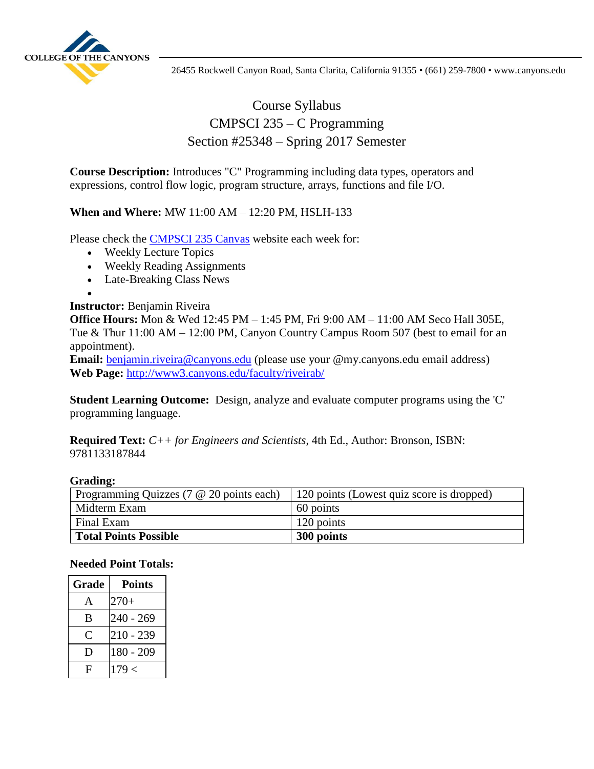COLLEGE OF THE CANYONS

26455 Rockwell Canyon Road, Santa Clarita, California 91355 • (661) 259-7800 • www.canyons.edu

# Course Syllabus
## CMPSCI 235 – C Programming
## Section #25348 – Spring 2017 Semester

**Course Description:** Introduces "C" Programming including data types, operators and expressions, control flow logic, program structure, arrays, functions and file I/O.

**When and Where:** MW 11:00 AM – 12:20 PM, HSLH-133

Please check the CMPSCI 235 Canvas website each week for:

- Weekly Lecture Topics
- Weekly Reading Assignments
- Late-Breaking Class News

**Instructor:** Benjamin Riveira
**Office Hours:** Mon & Wed 12:45 PM – 1:45 PM, Fri 9:00 AM – 11:00 AM Seco Hall 305E, Tue & Thur 11:00 AM – 12:00 PM, Canyon Country Campus Room 507 (best to email for an appointment).
**Email:** benjamin.riveira@canyons.edu (please use your @my.canyons.edu email address)
**Web Page:** http://www3.canyons.edu/faculty/riveirab/

**Student Learning Outcome:** Design, analyze and evaluate computer programs using the 'C' programming language.

**Required Text:** *C++ for Engineers and Scientists*, 4th Ed., Author: Bronson, ISBN: 9781133187844

**Grading:**

| | |
|---|---|
| Programming Quizzes (7 @ 20 points each) | 120 points (Lowest quiz score is dropped) |
| Midterm Exam | 60 points |
| Final Exam | 120 points |
| **Total Points Possible** | **300 points** |

**Needed Point Totals:**

| Grade | Points |
|---|---|
| A | 270+ |
| B | 240 - 269 |
| C | 210 - 239 |
| D | 180 - 209 |
| F | 179 < |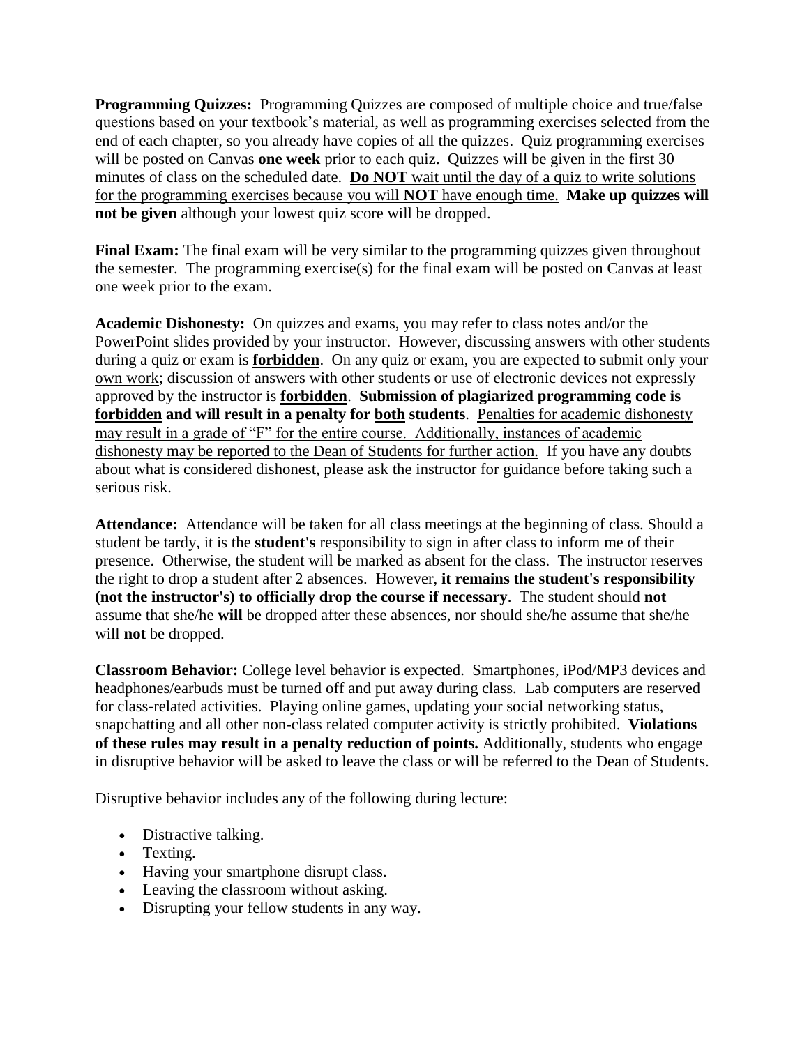**Programming Quizzes:** Programming Quizzes are composed of multiple choice and true/false questions based on your textbook's material, as well as programming exercises selected from the end of each chapter, so you already have copies of all the quizzes. Quiz programming exercises will be posted on Canvas **one week** prior to each quiz. Quizzes will be given in the first 30 minutes of class on the scheduled date. **Do NOT** wait until the day of a quiz to write solutions for the programming exercises because you will **NOT** have enough time. **Make up quizzes will not be given** although your lowest quiz score will be dropped.

**Final Exam:** The final exam will be very similar to the programming quizzes given throughout the semester. The programming exercise(s) for the final exam will be posted on Canvas at least one week prior to the exam.

**Academic Dishonesty:** On quizzes and exams, you may refer to class notes and/or the PowerPoint slides provided by your instructor. However, discussing answers with other students during a quiz or exam is **forbidden**. On any quiz or exam, you are expected to submit only your own work; discussion of answers with other students or use of electronic devices not expressly approved by the instructor is **forbidden**. **Submission of plagiarized programming code is forbidden and will result in a penalty for both students**. Penalties for academic dishonesty may result in a grade of "F" for the entire course. Additionally, instances of academic dishonesty may be reported to the Dean of Students for further action. If you have any doubts about what is considered dishonest, please ask the instructor for guidance before taking such a serious risk.

**Attendance:** Attendance will be taken for all class meetings at the beginning of class. Should a student be tardy, it is the **student's** responsibility to sign in after class to inform me of their presence. Otherwise, the student will be marked as absent for the class. The instructor reserves the right to drop a student after 2 absences. However, **it remains the student's responsibility (not the instructor's) to officially drop the course if necessary**. The student should **not** assume that she/he **will** be dropped after these absences, nor should she/he assume that she/he will **not** be dropped.

**Classroom Behavior:** College level behavior is expected. Smartphones, iPod/MP3 devices and headphones/earbuds must be turned off and put away during class. Lab computers are reserved for class-related activities. Playing online games, updating your social networking status, snapchatting and all other non-class related computer activity is strictly prohibited. **Violations of these rules may result in a penalty reduction of points.** Additionally, students who engage in disruptive behavior will be asked to leave the class or will be referred to the Dean of Students.

Disruptive behavior includes any of the following during lecture:

- Distractive talking.
- Texting.
- Having your smartphone disrupt class.
- Leaving the classroom without asking.
- Disrupting your fellow students in any way.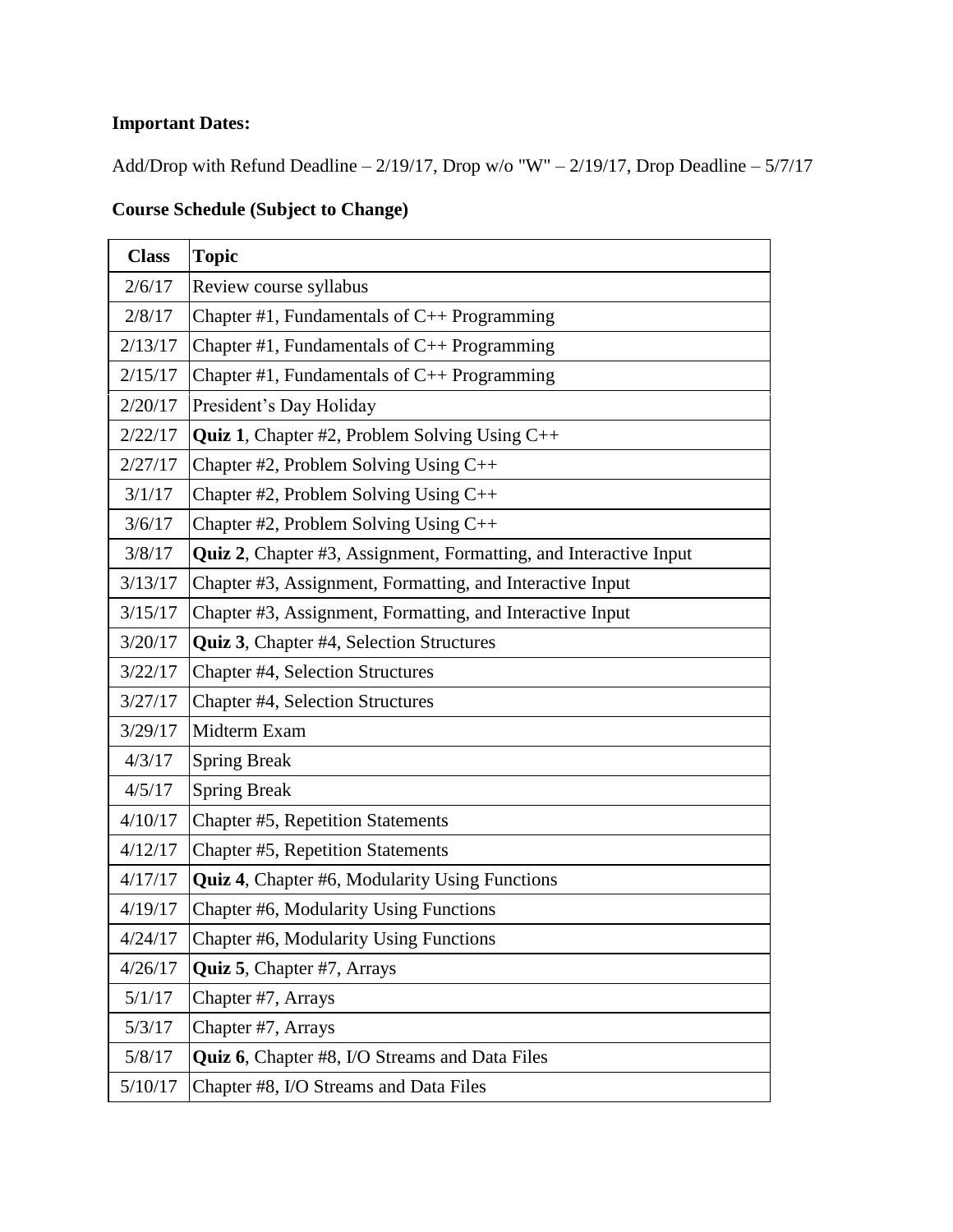**Important Dates:**

Add/Drop with Refund Deadline – 2/19/17, Drop w/o "W" – 2/19/17, Drop Deadline – 5/7/17

**Course Schedule (Subject to Change)**

| Class | Topic |
|---|---|
| 2/6/17 | Review course syllabus |
| 2/8/17 | Chapter #1, Fundamentals of C++ Programming |
| 2/13/17 | Chapter #1, Fundamentals of C++ Programming |
| 2/15/17 | Chapter #1, Fundamentals of C++ Programming |
| 2/20/17 | President's Day Holiday |
| 2/22/17 | **Quiz 1**, Chapter #2, Problem Solving Using C++ |
| 2/27/17 | Chapter #2, Problem Solving Using C++ |
| 3/1/17 | Chapter #2, Problem Solving Using C++ |
| 3/6/17 | Chapter #2, Problem Solving Using C++ |
| 3/8/17 | **Quiz 2**, Chapter #3, Assignment, Formatting, and Interactive Input |
| 3/13/17 | Chapter #3, Assignment, Formatting, and Interactive Input |
| 3/15/17 | Chapter #3, Assignment, Formatting, and Interactive Input |
| 3/20/17 | **Quiz 3**, Chapter #4, Selection Structures |
| 3/22/17 | Chapter #4, Selection Structures |
| 3/27/17 | Chapter #4, Selection Structures |
| 3/29/17 | Midterm Exam |
| 4/3/17 | Spring Break |
| 4/5/17 | Spring Break |
| 4/10/17 | Chapter #5, Repetition Statements |
| 4/12/17 | Chapter #5, Repetition Statements |
| 4/17/17 | **Quiz 4**, Chapter #6, Modularity Using Functions |
| 4/19/17 | Chapter #6, Modularity Using Functions |
| 4/24/17 | Chapter #6, Modularity Using Functions |
| 4/26/17 | **Quiz 5**, Chapter #7, Arrays |
| 5/1/17 | Chapter #7, Arrays |
| 5/3/17 | Chapter #7, Arrays |
| 5/8/17 | **Quiz 6**, Chapter #8, I/O Streams and Data Files |
| 5/10/17 | Chapter #8, I/O Streams and Data Files |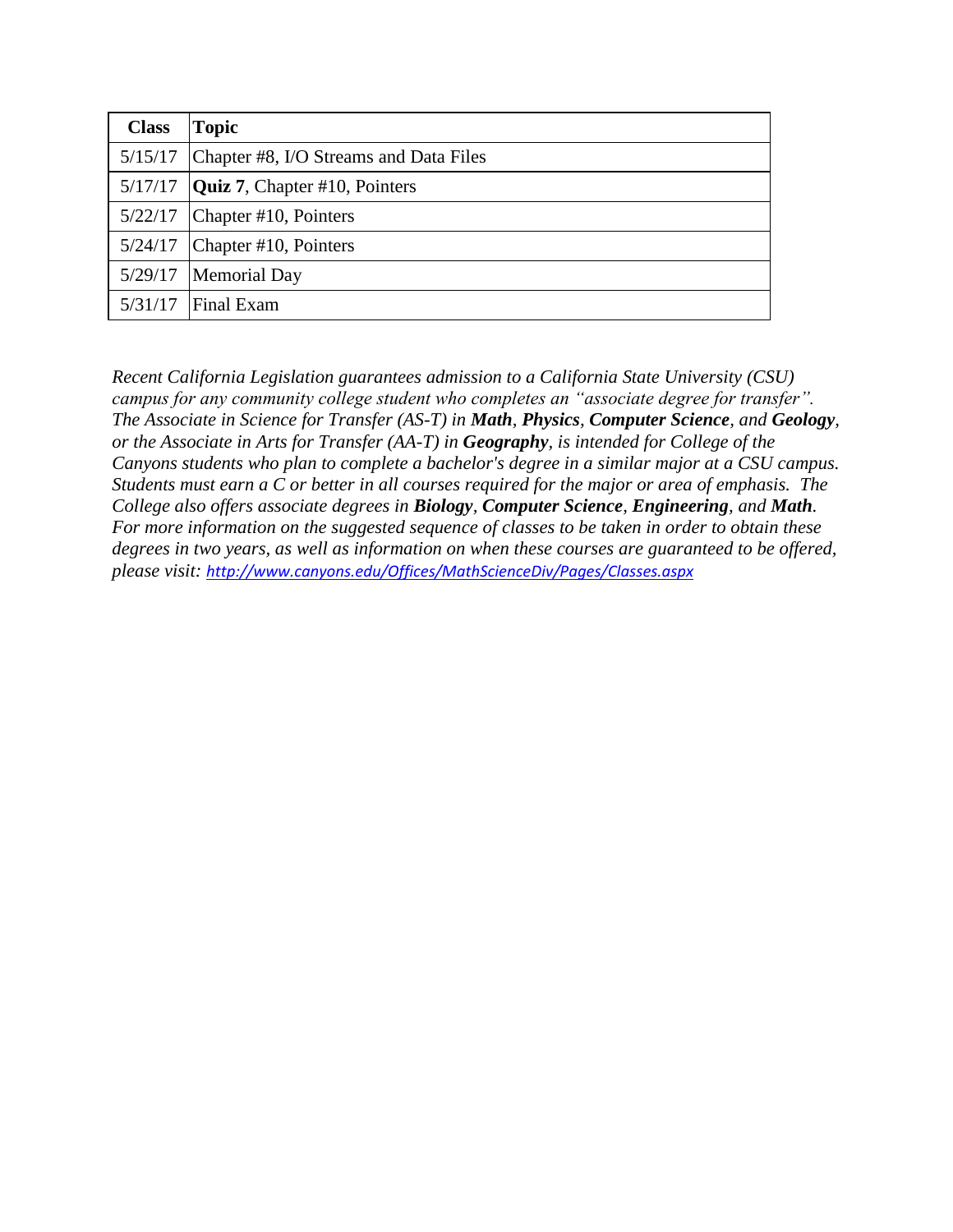| Class | Topic |
|---|---|
| 5/15/17 | Chapter #8, I/O Streams and Data Files |
| 5/17/17 | **Quiz 7**, Chapter #10, Pointers |
| 5/22/17 | Chapter #10, Pointers |
| 5/24/17 | Chapter #10, Pointers |
| 5/29/17 | Memorial Day |
| 5/31/17 | Final Exam |

*Recent California Legislation guarantees admission to a California State University (CSU) campus for any community college student who completes an "associate degree for transfer". The Associate in Science for Transfer (AS-T) in **Math**, **Physics**, **Computer Science**, and **Geology**, or the Associate in Arts for Transfer (AA-T) in **Geography**, is intended for College of the Canyons students who plan to complete a bachelor's degree in a similar major at a CSU campus. Students must earn a C or better in all courses required for the major or area of emphasis. The College also offers associate degrees in **Biology**, **Computer Science**, **Engineering**, and **Math**. For more information on the suggested sequence of classes to be taken in order to obtain these degrees in two years, as well as information on when these courses are guaranteed to be offered, please visit: http://www.canyons.edu/Offices/MathScienceDiv/Pages/Classes.aspx*